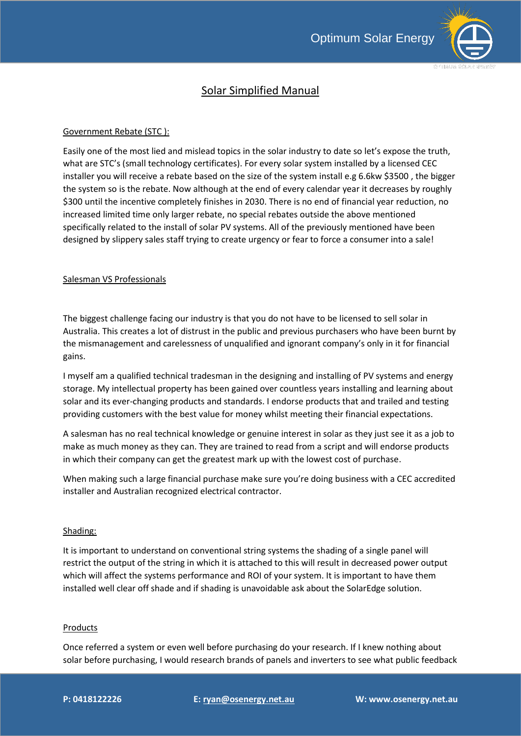# Solar Simplified Manual

## Government Rebate (STC ):

Easily one of the most lied and mislead topics in the solar industry to date so let's expose the truth, what are STC's (small technology certificates). For every solar system installed by a licensed CEC installer you will receive a rebate based on the size of the system install e.g 6.6kw $3500 , the bigger the system so is the rebate. Now although at the end of every calendar year it decreases by roughly $300 until the incentive completely finishes in 2030. There is no end of financial year reduction, no increased limited time only larger rebate, no special rebates outside the above mentioned specifically related to the install of solar PV systems. All of the previously mentioned have been designed by slippery sales staff trying to create urgency or fear to force a consumer into a sale!

## Salesman VS Professionals

The biggest challenge facing our industry is that you do not have to be licensed to sell solar in Australia. This creates a lot of distrust in the public and previous purchasers who have been burnt by the mismanagement and carelessness of unqualified and ignorant company's only in it for financial gains.

I myself am a qualified technical tradesman in the designing and installing of PV systems and energy storage. My intellectual property has been gained over countless years installing and learning about solar and its ever-changing products and standards. I endorse products that and trailed and testing providing customers with the best value for money whilst meeting their financial expectations.

A salesman has no real technical knowledge or genuine interest in solar as they just see it as a job to make as much money as they can. They are trained to read from a script and will endorse products in which their company can get the greatest mark up with the lowest cost of purchase.

When making such a large financial purchase make sure you're doing business with a CEC accredited installer and Australian recognized electrical contractor.

## Shading:

It is important to understand on conventional string systems the shading of a single panel will restrict the output of the string in which it is attached to this will result in decreased power output which will affect the systems performance and ROI of your system. It is important to have them installed well clear off shade and if shading is unavoidable ask about the SolarEdge solution.

## Products

Once referred a system or even well before purchasing do your research. If I knew nothing about solar before purchasing, I would research brands of panels and inverters to see what public feedback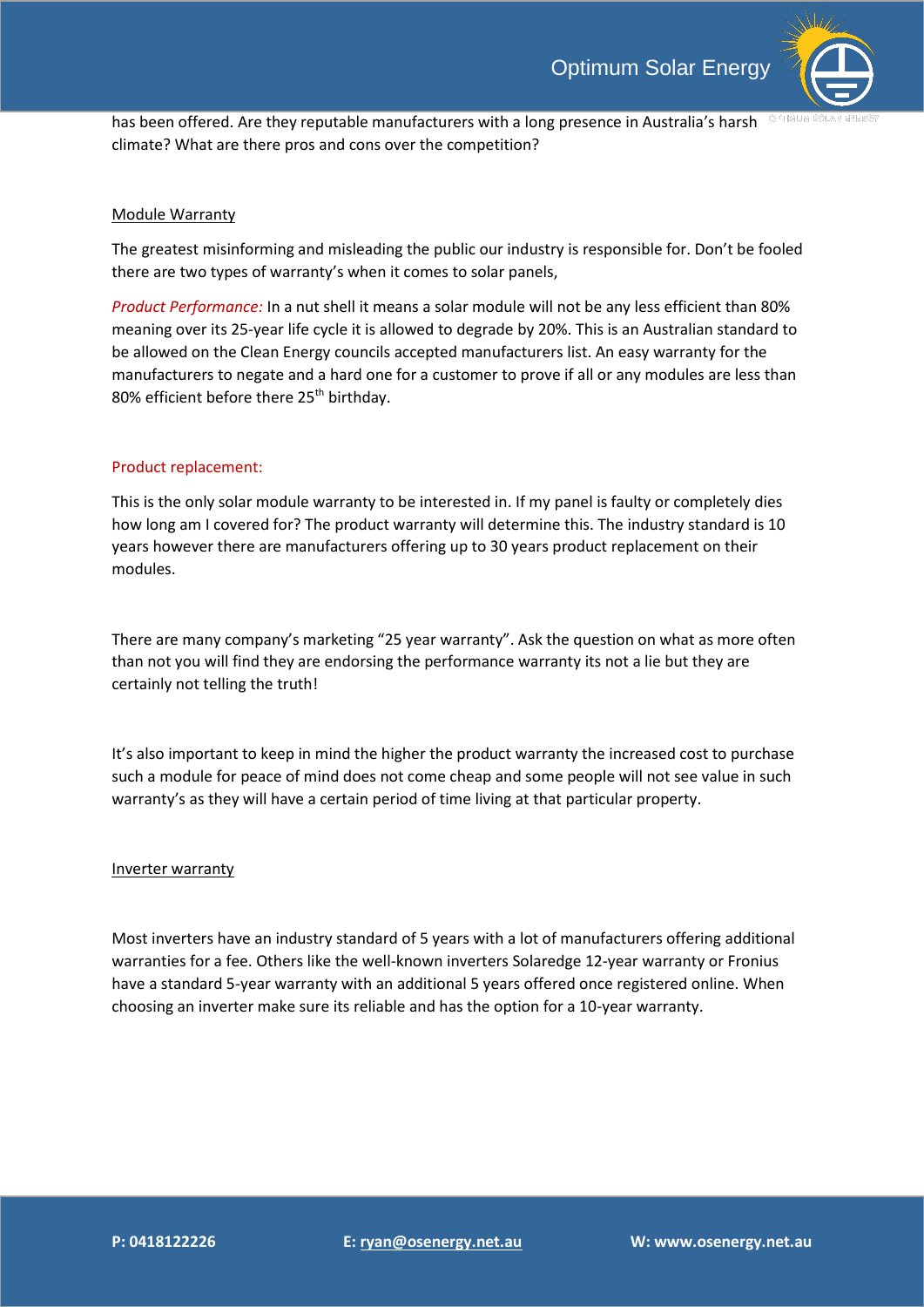has been offered. Are they reputable manufacturers with a long presence in Australia's harsh climate? What are there pros and cons over the competition?

Module Warranty

The greatest misinforming and misleading the public our industry is responsible for. Don't be fooled there are two types of warranty's when it comes to solar panels,

*Product Performance:* In a nut shell it means a solar module will not be any less efficient than 80% meaning over its 25-year life cycle it is allowed to degrade by 20%. This is an Australian standard to be allowed on the Clean Energy councils accepted manufacturers list. An easy warranty for the manufacturers to negate and a hard one for a customer to prove if all or any modules are less than 80% efficient before there 25th birthday.

Product replacement:

This is the only solar module warranty to be interested in. If my panel is faulty or completely dies how long am I covered for? The product warranty will determine this. The industry standard is 10 years however there are manufacturers offering up to 30 years product replacement on their modules.

There are many company's marketing "25 year warranty". Ask the question on what as more often than not you will find they are endorsing the performance warranty its not a lie but they are certainly not telling the truth!

It's also important to keep in mind the higher the product warranty the increased cost to purchase such a module for peace of mind does not come cheap and some people will not see value in such warranty's as they will have a certain period of time living at that particular property.

Inverter warranty

Most inverters have an industry standard of 5 years with a lot of manufacturers offering additional warranties for a fee. Others like the well-known inverters Solaredge 12-year warranty or Fronius have a standard 5-year warranty with an additional 5 years offered once registered online. When choosing an inverter make sure its reliable and has the option for a 10-year warranty.